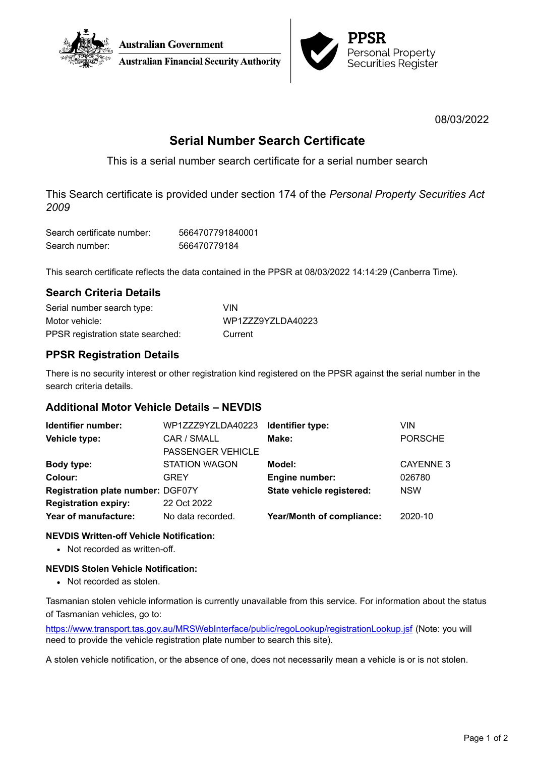Australian Government
Australian Financial Security Authority

**PPSR**
Personal Property Securities Register

08/03/2022

# Serial Number Search Certificate

This is a serial number search certificate for a serial number search

This Search certificate is provided under section 174 of the *Personal Property Securities Act 2009*

| | |
|---|---|
| Search certificate number: | 5664707791840001 |
| Search number: | 566470779184 |

This search certificate reflects the data contained in the PPSR at 08/03/2022 14:14:29 (Canberra Time).

## Search Criteria Details

| | |
|---|---|
| Serial number search type: | VIN |
| Motor vehicle: | WP1ZZZ9YZLDA40223 |
| PPSR registration state searched: | Current |

## PPSR Registration Details

There is no security interest or other registration kind registered on the PPSR against the serial number in the search criteria details.

## Additional Motor Vehicle Details – NEVDIS

| | | | |
|---|---|---|---|
| **Identifier number:** | WP1ZZZ9YZLDA40223 | **Identifier type:** | VIN |
| **Vehicle type:** | CAR / SMALL PASSENGER VEHICLE | **Make:** | PORSCHE |
| **Body type:** | STATION WAGON | **Model:** | CAYENNE 3 |
| **Colour:** | GREY | **Engine number:** | 026780 |
| **Registration plate number:** | DGF07Y | **State vehicle registered:** | NSW |
| **Registration expiry:** | 22 Oct 2022 | | |
| **Year of manufacture:** | No data recorded. | **Year/Month of compliance:** | 2020-10 |

**NEVDIS Written-off Vehicle Notification:**

- Not recorded as written-off.

**NEVDIS Stolen Vehicle Notification:**

- Not recorded as stolen.

Tasmanian stolen vehicle information is currently unavailable from this service. For information about the status of Tasmanian vehicles, go to:

https://www.transport.tas.gov.au/MRSWebInterface/public/regoLookup/registrationLookup.jsf (Note: you will need to provide the vehicle registration plate number to search this site).

A stolen vehicle notification, or the absence of one, does not necessarily mean a vehicle is or is not stolen.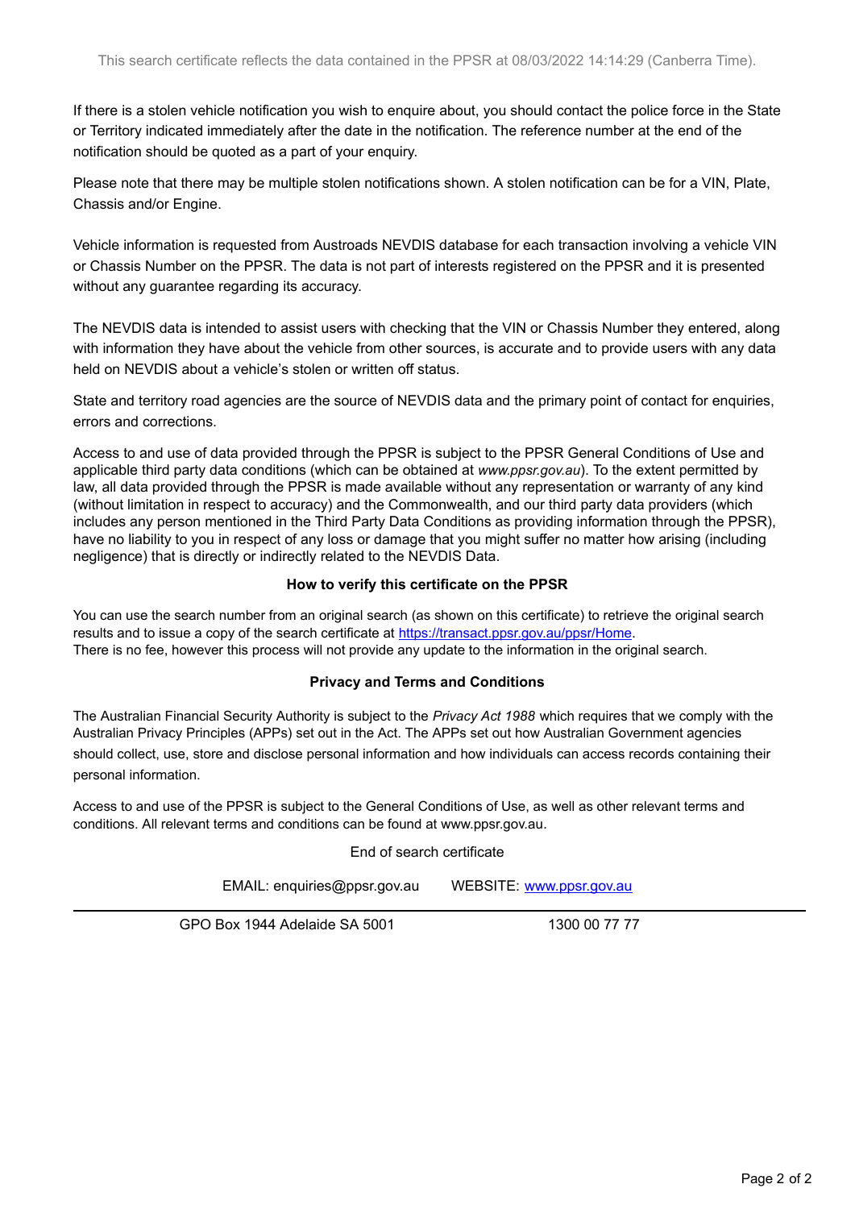This search certificate reflects the data contained in the PPSR at 08/03/2022 14:14:29 (Canberra Time).

If there is a stolen vehicle notification you wish to enquire about, you should contact the police force in the State or Territory indicated immediately after the date in the notification. The reference number at the end of the notification should be quoted as a part of your enquiry.

Please note that there may be multiple stolen notifications shown. A stolen notification can be for a VIN, Plate, Chassis and/or Engine.

Vehicle information is requested from Austroads NEVDIS database for each transaction involving a vehicle VIN or Chassis Number on the PPSR. The data is not part of interests registered on the PPSR and it is presented without any guarantee regarding its accuracy.

The NEVDIS data is intended to assist users with checking that the VIN or Chassis Number they entered, along with information they have about the vehicle from other sources, is accurate and to provide users with any data held on NEVDIS about a vehicle's stolen or written off status.

State and territory road agencies are the source of NEVDIS data and the primary point of contact for enquiries, errors and corrections.

Access to and use of data provided through the PPSR is subject to the PPSR General Conditions of Use and applicable third party data conditions (which can be obtained at *www.ppsr.gov.au*). To the extent permitted by law, all data provided through the PPSR is made available without any representation or warranty of any kind (without limitation in respect to accuracy) and the Commonwealth, and our third party data providers (which includes any person mentioned in the Third Party Data Conditions as providing information through the PPSR), have no liability to you in respect of any loss or damage that you might suffer no matter how arising (including negligence) that is directly or indirectly related to the NEVDIS Data.

**How to verify this certificate on the PPSR**

You can use the search number from an original search (as shown on this certificate) to retrieve the original search results and to issue a copy of the search certificate at https://transact.ppsr.gov.au/ppsr/Home.
There is no fee, however this process will not provide any update to the information in the original search.

**Privacy and Terms and Conditions**

The Australian Financial Security Authority is subject to the *Privacy Act 1988* which requires that we comply with the Australian Privacy Principles (APPs) set out in the Act. The APPs set out how Australian Government agencies should collect, use, store and disclose personal information and how individuals can access records containing their personal information.

Access to and use of the PPSR is subject to the General Conditions of Use, as well as other relevant terms and conditions. All relevant terms and conditions can be found at www.ppsr.gov.au.

End of search certificate

EMAIL: enquiries@ppsr.gov.au WEBSITE: www.ppsr.gov.au

---

GPO Box 1944 Adelaide SA 5001 1300 00 77 77